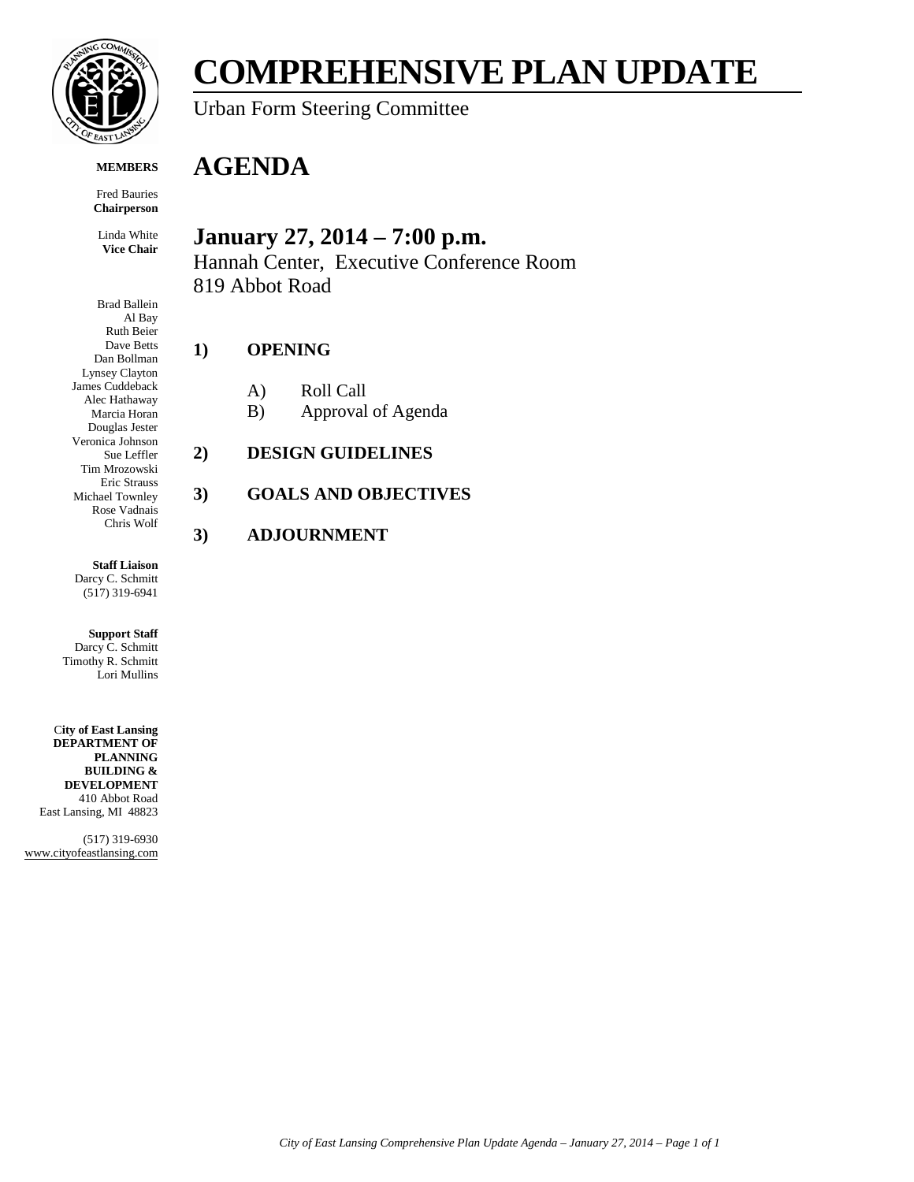# COMPREHENSIVE PLAN UPDATE

Urban Form Steering Committee

**MEMBERS**

Fred Bauries
**Chairperson**

Linda White
**Vice Chair**

Brad Ballein
Al Bay
Ruth Beier
Dave Betts
Dan Bollman
Lynsey Clayton
James Cuddeback
Alec Hathaway
Marcia Horan
Douglas Jester
Veronica Johnson
Sue Leffler
Tim Mrozowski
Eric Strauss
Michael Townley
Rose Vadnais
Chris Wolf

**Staff Liaison**
Darcy C. Schmitt
(517) 319-6941

**Support Staff**
Darcy C. Schmitt
Timothy R. Schmitt
Lori Mullins

**City of East Lansing DEPARTMENT OF PLANNING BUILDING & DEVELOPMENT**
410 Abbot Road
East Lansing, MI 48823

(517) 319-6930
www.cityofeastlansing.com

# AGENDA

## January 27, 2014 – 7:00 p.m.

Hannah Center, Executive Conference Room
819 Abbot Road

**1) OPENING**

- A) Roll Call
- B) Approval of Agenda

**2) DESIGN GUIDELINES**

**3) GOALS AND OBJECTIVES**

**3) ADJOURNMENT**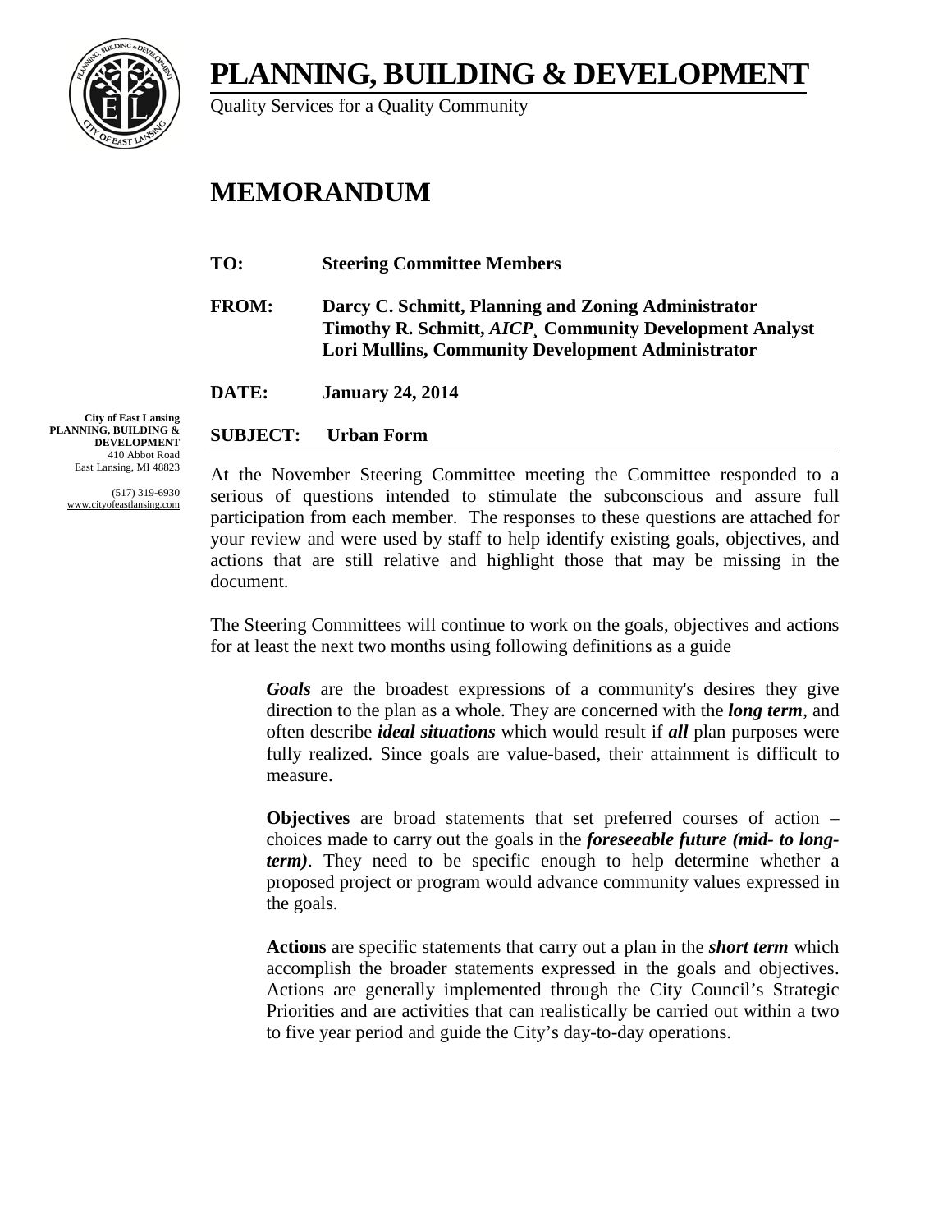# PLANNING, BUILDING & DEVELOPMENT

Quality Services for a Quality Community

## MEMORANDUM

**TO:** **Steering Committee Members**

**FROM:** **Darcy C. Schmitt, Planning and Zoning Administrator**
**Timothy R. Schmitt, *AICP*¸ Community Development Analyst**
**Lori Mullins, Community Development Administrator**

**DATE:** **January 24, 2014**

**SUBJECT:** **Urban Form**

**City of East Lansing**
**PLANNING, BUILDING & DEVELOPMENT**
410 Abbot Road
East Lansing, MI 48823

(517) 319-6930
www.cityofeastlansing.com

---

At the November Steering Committee meeting the Committee responded to a serious of questions intended to stimulate the subconscious and assure full participation from each member. The responses to these questions are attached for your review and were used by staff to help identify existing goals, objectives, and actions that are still relative and highlight those that may be missing in the document.

The Steering Committees will continue to work on the goals, objectives and actions for at least the next two months using following definitions as a guide

> ***Goals*** are the broadest expressions of a community's desires they give direction to the plan as a whole. They are concerned with the ***long term***, and often describe ***ideal situations*** which would result if ***all*** plan purposes were fully realized. Since goals are value-based, their attainment is difficult to measure.
>
> **Objectives** are broad statements that set preferred courses of action – choices made to carry out the goals in the ***foreseeable future (mid- to long-term)***. They need to be specific enough to help determine whether a proposed project or program would advance community values expressed in the goals.
>
> **Actions** are specific statements that carry out a plan in the ***short term*** which accomplish the broader statements expressed in the goals and objectives. Actions are generally implemented through the City Council's Strategic Priorities and are activities that can realistically be carried out within a two to five year period and guide the City's day-to-day operations.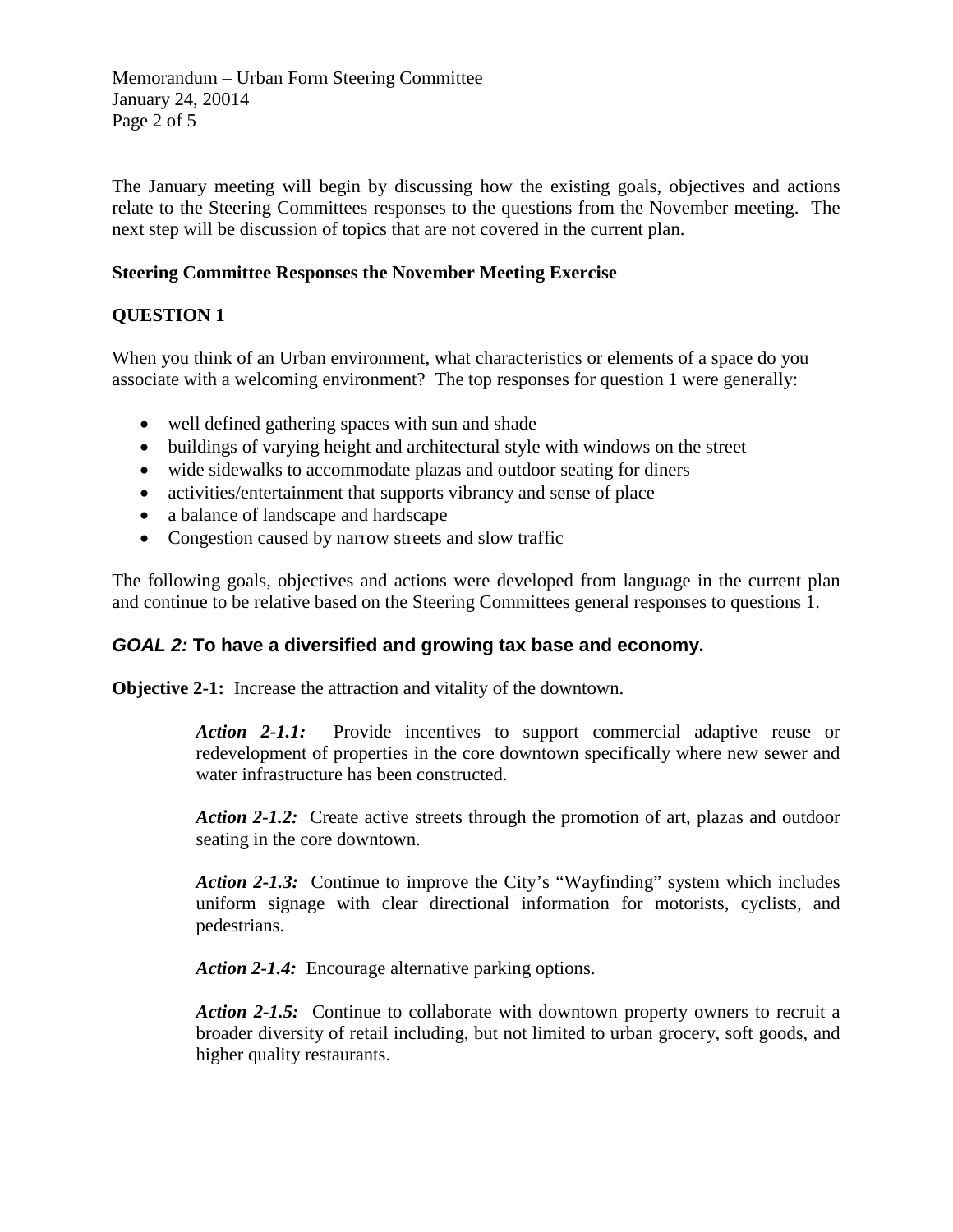The January meeting will begin by discussing how the existing goals, objectives and actions relate to the Steering Committees responses to the questions from the November meeting. The next step will be discussion of topics that are not covered in the current plan.

**Steering Committee Responses the November Meeting Exercise**

**QUESTION 1**

When you think of an Urban environment, what characteristics or elements of a space do you associate with a welcoming environment? The top responses for question 1 were generally:

- well defined gathering spaces with sun and shade
- buildings of varying height and architectural style with windows on the street
- wide sidewalks to accommodate plazas and outdoor seating for diners
- activities/entertainment that supports vibrancy and sense of place
- a balance of landscape and hardscape
- Congestion caused by narrow streets and slow traffic

The following goals, objectives and actions were developed from language in the current plan and continue to be relative based on the Steering Committees general responses to questions 1.

### ***GOAL 2:*** **To have a diversified and growing tax base and economy.**

**Objective 2-1:** Increase the attraction and vitality of the downtown.

> ***Action 2-1.1:*** Provide incentives to support commercial adaptive reuse or redevelopment of properties in the core downtown specifically where new sewer and water infrastructure has been constructed.
>
> ***Action 2-1.2:*** Create active streets through the promotion of art, plazas and outdoor seating in the core downtown.
>
> ***Action 2-1.3:*** Continue to improve the City's "Wayfinding" system which includes uniform signage with clear directional information for motorists, cyclists, and pedestrians.
>
> ***Action 2-1.4:*** Encourage alternative parking options.
>
> ***Action 2-1.5:*** Continue to collaborate with downtown property owners to recruit a broader diversity of retail including, but not limited to urban grocery, soft goods, and higher quality restaurants.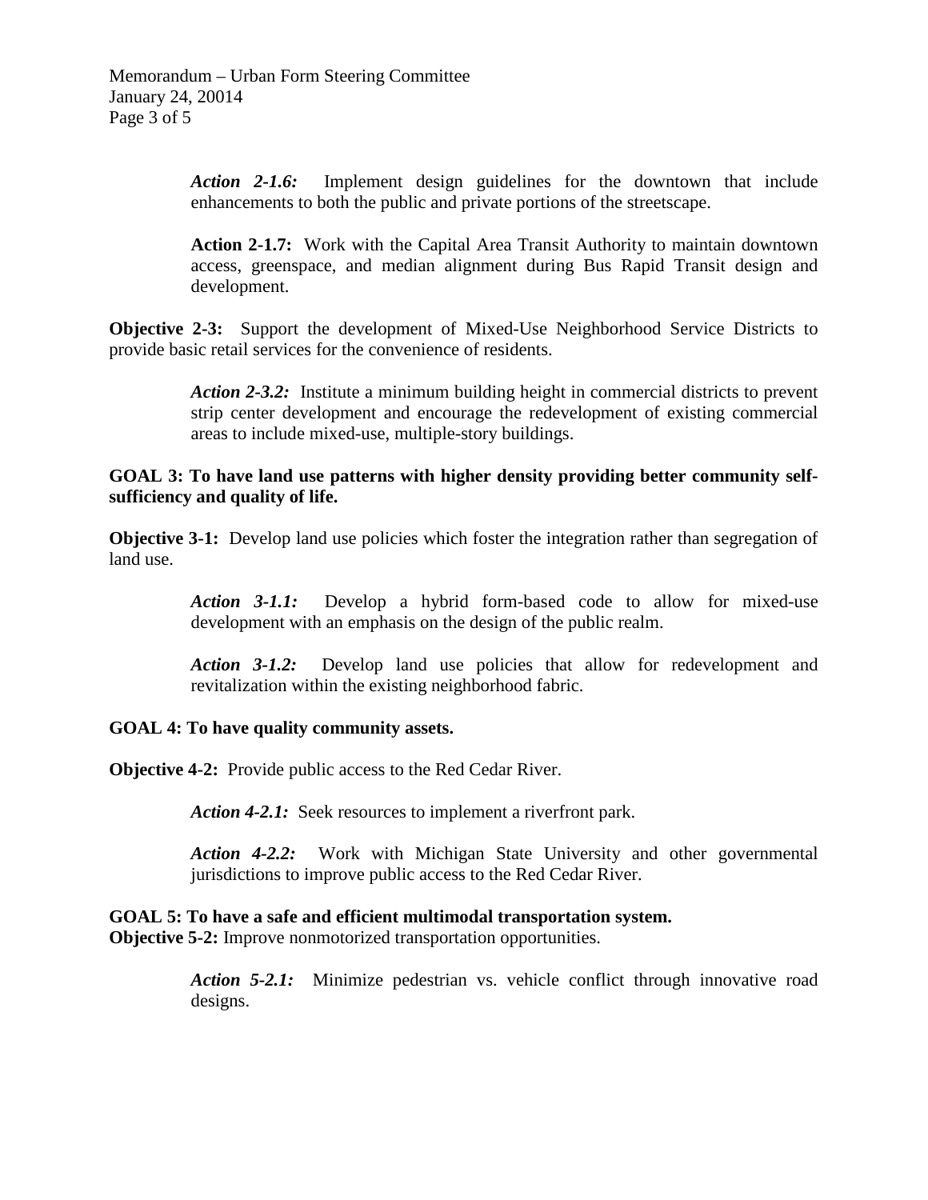*Action 2-1.6:* Implement design guidelines for the downtown that include enhancements to both the public and private portions of the streetscape.

**Action 2-1.7:** Work with the Capital Area Transit Authority to maintain downtown access, greenspace, and median alignment during Bus Rapid Transit design and development.

**Objective 2-3:** Support the development of Mixed-Use Neighborhood Service Districts to provide basic retail services for the convenience of residents.

*Action 2-3.2:* Institute a minimum building height in commercial districts to prevent strip center development and encourage the redevelopment of existing commercial areas to include mixed-use, multiple-story buildings.

**GOAL 3: To have land use patterns with higher density providing better community self-sufficiency and quality of life.**

**Objective 3-1:** Develop land use policies which foster the integration rather than segregation of land use.

*Action 3-1.1:* Develop a hybrid form-based code to allow for mixed-use development with an emphasis on the design of the public realm.

*Action 3-1.2:* Develop land use policies that allow for redevelopment and revitalization within the existing neighborhood fabric.

**GOAL 4: To have quality community assets.**

**Objective 4-2:** Provide public access to the Red Cedar River.

*Action 4-2.1:* Seek resources to implement a riverfront park.

*Action 4-2.2:* Work with Michigan State University and other governmental jurisdictions to improve public access to the Red Cedar River.

**GOAL 5: To have a safe and efficient multimodal transportation system.**
**Objective 5-2:** Improve nonmotorized transportation opportunities.

*Action 5-2.1:* Minimize pedestrian vs. vehicle conflict through innovative road designs.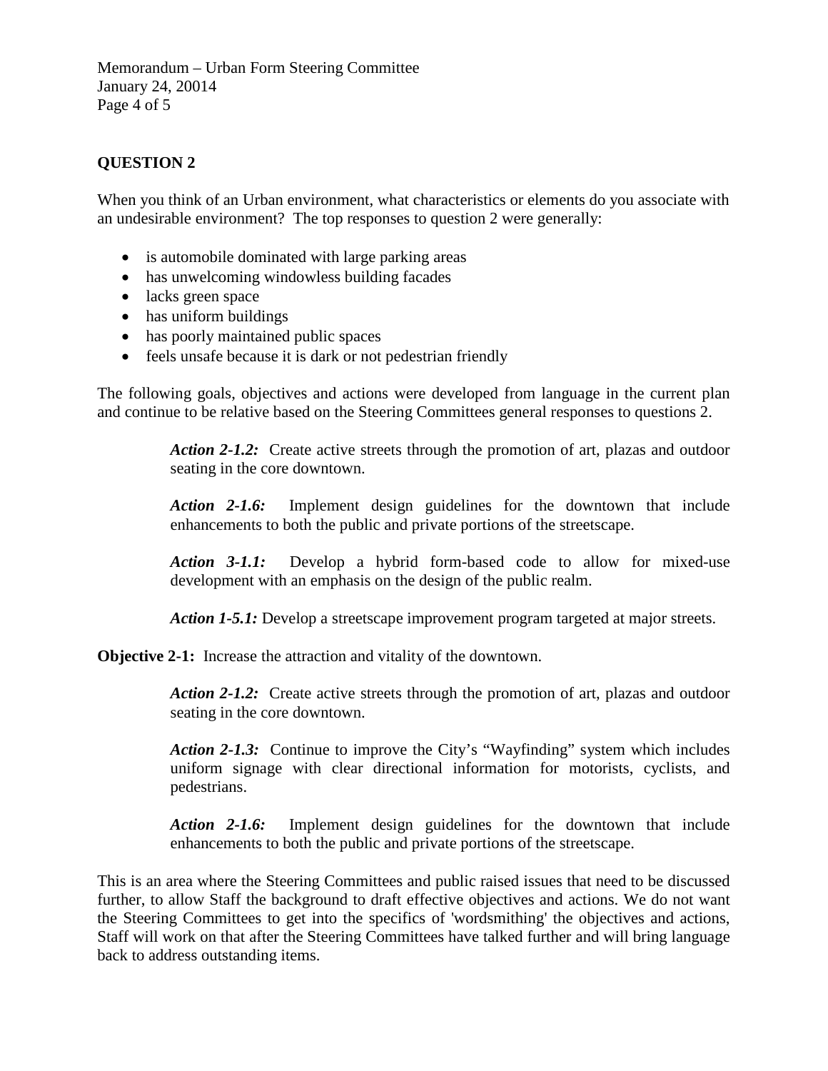## QUESTION 2

When you think of an Urban environment, what characteristics or elements do you associate with an undesirable environment? The top responses to question 2 were generally:

- is automobile dominated with large parking areas
- has unwelcoming windowless building facades
- lacks green space
- has uniform buildings
- has poorly maintained public spaces
- feels unsafe because it is dark or not pedestrian friendly

The following goals, objectives and actions were developed from language in the current plan and continue to be relative based on the Steering Committees general responses to questions 2.

> ***Action 2-1.2:*** Create active streets through the promotion of art, plazas and outdoor seating in the core downtown.
>
> ***Action 2-1.6:*** Implement design guidelines for the downtown that include enhancements to both the public and private portions of the streetscape.
>
> ***Action 3-1.1:*** Develop a hybrid form-based code to allow for mixed-use development with an emphasis on the design of the public realm.
>
> ***Action 1-5.1:*** Develop a streetscape improvement program targeted at major streets.

**Objective 2-1:** Increase the attraction and vitality of the downtown.

> ***Action 2-1.2:*** Create active streets through the promotion of art, plazas and outdoor seating in the core downtown.
>
> ***Action 2-1.3:*** Continue to improve the City's "Wayfinding" system which includes uniform signage with clear directional information for motorists, cyclists, and pedestrians.
>
> ***Action 2-1.6:*** Implement design guidelines for the downtown that include enhancements to both the public and private portions of the streetscape.

This is an area where the Steering Committees and public raised issues that need to be discussed further, to allow Staff the background to draft effective objectives and actions. We do not want the Steering Committees to get into the specifics of 'wordsmithing' the objectives and actions, Staff will work on that after the Steering Committees have talked further and will bring language back to address outstanding items.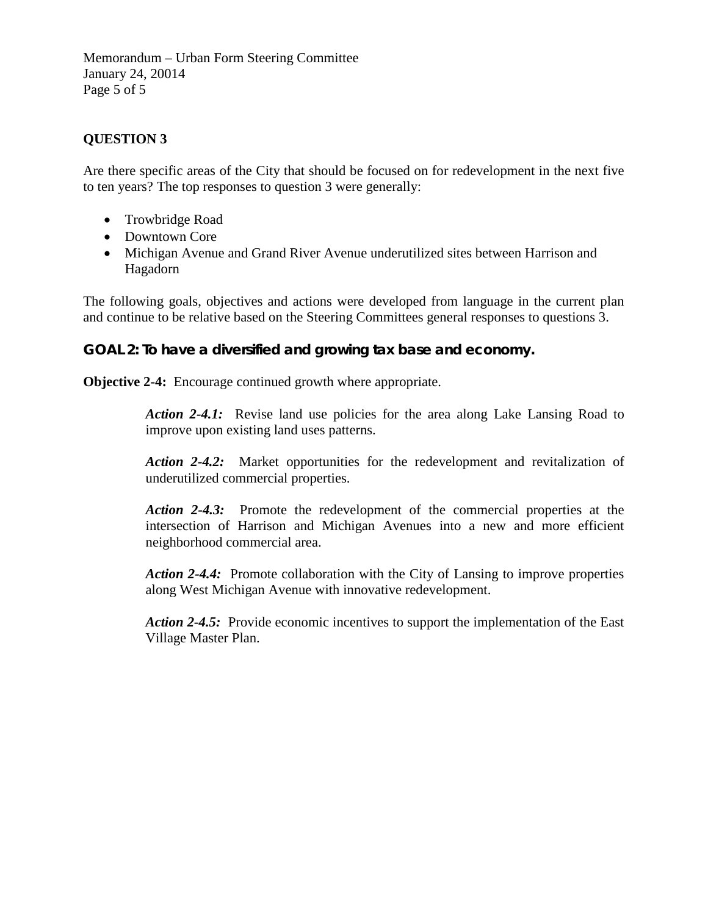## QUESTION 3

Are there specific areas of the City that should be focused on for redevelopment in the next five to ten years? The top responses to question 3 were generally:

- Trowbridge Road
- Downtown Core
- Michigan Avenue and Grand River Avenue underutilized sites between Harrison and Hagadorn

The following goals, objectives and actions were developed from language in the current plan and continue to be relative based on the Steering Committees general responses to questions 3.

### GOAL 2: To have a diversified and growing tax base and economy.

**Objective 2-4:** Encourage continued growth where appropriate.

> ***Action 2-4.1:*** Revise land use policies for the area along Lake Lansing Road to improve upon existing land uses patterns.
>
> ***Action 2-4.2:*** Market opportunities for the redevelopment and revitalization of underutilized commercial properties.
>
> ***Action 2-4.3:*** Promote the redevelopment of the commercial properties at the intersection of Harrison and Michigan Avenues into a new and more efficient neighborhood commercial area.
>
> ***Action 2-4.4:*** Promote collaboration with the City of Lansing to improve properties along West Michigan Avenue with innovative redevelopment.
>
> ***Action 2-4.5:*** Provide economic incentives to support the implementation of the East Village Master Plan.